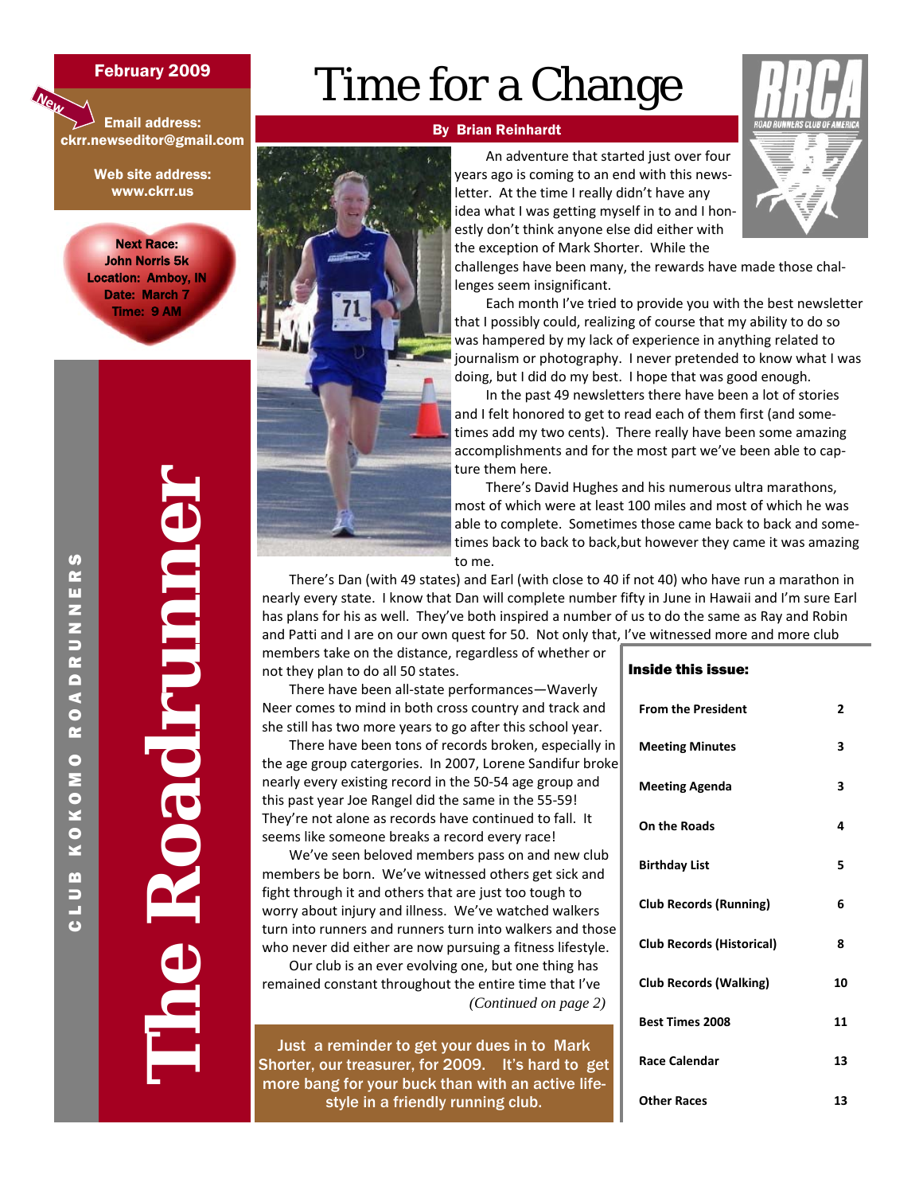# The Roadrunner

CLUB KOKOMO ROADRUNNERS

**February 2009**

New

**Email address:**
**ckrr.newseditor@gmail.com**

**Web site address:**
**www.ckrr.us**

**Next Race:**
**John Norris 5k**
**Location: Amboy, IN**
**Date: March 7**
**Time: 9 AM**

# Time for a Change

**By Brian Reinhardt**

An adventure that started just over four years ago is coming to an end with this newsletter. At the time I really didn't have any idea what I was getting myself in to and I honestly don't think anyone else did either with the exception of Mark Shorter. While the challenges have been many, the rewards have made those challenges seem insignificant.

Each month I've tried to provide you with the best newsletter that I possibly could, realizing of course that my ability to do so was hampered by my lack of experience in anything related to journalism or photography. I never pretended to know what I was doing, but I did do my best. I hope that was good enough.

In the past 49 newsletters there have been a lot of stories and I felt honored to get to read each of them first (and sometimes add my two cents). There really have been some amazing accomplishments and for the most part we've been able to capture them here.

There's David Hughes and his numerous ultra marathons, most of which were at least 100 miles and most of which he was able to complete. Sometimes those came back to back and sometimes back to back to back,but however they came it was amazing to me.

There's Dan (with 49 states) and Earl (with close to 40 if not 40) who have run a marathon in nearly every state. I know that Dan will complete number fifty in June in Hawaii and I'm sure Earl has plans for his as well. They've both inspired a number of us to do the same as Ray and Robin and Patti and I are on our own quest for 50. Not only that, I've witnessed more and more club members take on the distance, regardless of whether or not they plan to do all 50 states.

There have been all-state performances—Waverly Neer comes to mind in both cross country and track and she still has two more years to go after this school year.

There have been tons of records broken, especially in the age group catergories. In 2007, Lorene Sandifur broke nearly every existing record in the 50-54 age group and this past year Joe Rangel did the same in the 55-59! They're not alone as records have continued to fall. It seems like someone breaks a record every race!

We've seen beloved members pass on and new club members be born. We've witnessed others get sick and fight through it and others that are just too tough to worry about injury and illness. We've watched walkers turn into runners and runners turn into walkers and those who never did either are now pursuing a fitness lifestyle.

Our club is an ever evolving one, but one thing has remained constant throughout the entire time that I've

*(Continued on page 2)*

Just a reminder to get your dues in to Mark Shorter, our treasurer, for 2009. It's hard to get more bang for your buck than with an active lifestyle in a friendly running club.

**Inside this issue:**

| | |
|---|---|
| **From the President** | **2** |
| **Meeting Minutes** | **3** |
| **Meeting Agenda** | **3** |
| **On the Roads** | **4** |
| **Birthday List** | **5** |
| **Club Records (Running)** | **6** |
| **Club Records (Historical)** | **8** |
| **Club Records (Walking)** | **10** |
| **Best Times 2008** | **11** |
| **Race Calendar** | **13** |
| **Other Races** | **13** |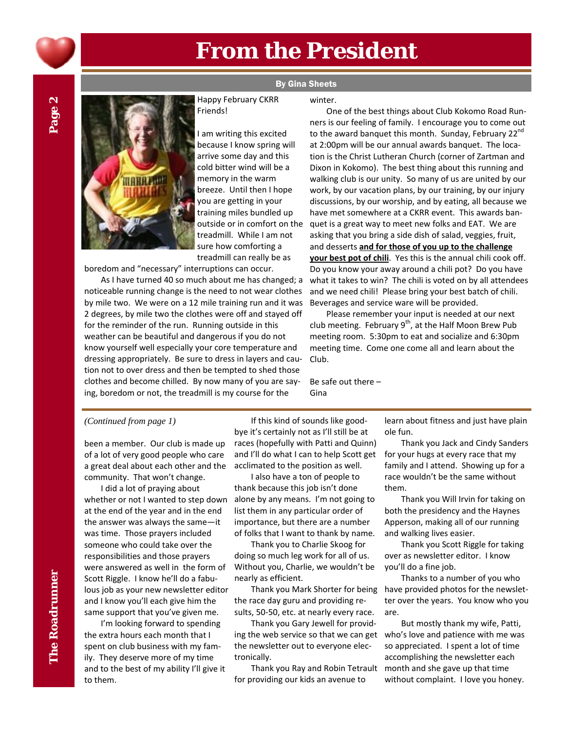# From the President

**By Gina Sheets**

Happy February CKRR Friends!

I am writing this excited because I know spring will arrive some day and this cold bitter wind will be a memory in the warm breeze. Until then I hope you are getting in your training miles bundled up outside or in comfort on the treadmill. While I am not sure how comforting a treadmill can really be as boredom and "necessary" interruptions can occur.

As I have turned 40 so much about me has changed; a noticeable running change is the need to not wear clothes by mile two. We were on a 12 mile training run and it was 2 degrees, by mile two the clothes were off and stayed off for the reminder of the run. Running outside in this weather can be beautiful and dangerous if you do not know yourself well especially your core temperature and dressing appropriately. Be sure to dress in layers and caution not to over dress and then be tempted to shed those clothes and become chilled. By now many of you are saying, boredom or not, the treadmill is my course for the winter.

One of the best things about Club Kokomo Road Runners is our feeling of family. I encourage you to come out to the award banquet this month. Sunday, February 22nd at 2:00pm will be our annual awards banquet. The location is the Christ Lutheran Church (corner of Zartman and Dixon in Kokomo). The best thing about this running and walking club is our unity. So many of us are united by our work, by our vacation plans, by our training, by our injury discussions, by our worship, and by eating, all because we have met somewhere at a CKRR event. This awards banquet is a great way to meet new folks and EAT. We are asking that you bring a side dish of salad, veggies, fruit, and desserts **and for those of you up to the challenge your best pot of chili**. Yes this is the annual chili cook off. Do you know your away around a chili pot? Do you have what it takes to win? The chili is voted on by all attendees and we need chili! Please bring your best batch of chili. Beverages and service ware will be provided.

Please remember your input is needed at our next club meeting. February 9th, at the Half Moon Brew Pub meeting room. 5:30pm to eat and socialize and 6:30pm meeting time. Come one come all and learn about the Club.

Be safe out there –
Gina

---

*(Continued from page 1)*

been a member. Our club is made up of a lot of very good people who care a great deal about each other and the community. That won't change.

I did a lot of praying about whether or not I wanted to step down at the end of the year and in the end the answer was always the same—it was time. Those prayers included someone who could take over the responsibilities and those prayers were answered as well in the form of Scott Riggle. I know he'll do a fabulous job as your new newsletter editor and I know you'll each give him the same support that you've given me.

I'm looking forward to spending the extra hours each month that I spent on club business with my family. They deserve more of my time and to the best of my ability I'll give it to them.

If this kind of sounds like goodbye it's certainly not as I'll still be at races (hopefully with Patti and Quinn) and I'll do what I can to help Scott get acclimated to the position as well.

I also have a ton of people to thank because this job isn't done alone by any means. I'm not going to list them in any particular order of importance, but there are a number of folks that I want to thank by name.

Thank you to Charlie Skoog for doing so much leg work for all of us. Without you, Charlie, we wouldn't be nearly as efficient.

Thank you Mark Shorter for being the race day guru and providing results, 50-50, etc. at nearly every race.

Thank you Gary Jewell for providing the web service so that we can get the newsletter out to everyone electronically.

Thank you Ray and Robin Tetrault for providing our kids an avenue to learn about fitness and just have plain ole fun.

Thank you Jack and Cindy Sanders for your hugs at every race that my family and I attend. Showing up for a race wouldn't be the same without them.

Thank you Will Irvin for taking on both the presidency and the Haynes Apperson, making all of our running and walking lives easier.

Thank you Scott Riggle for taking over as newsletter editor. I know you'll do a fine job.

Thanks to a number of you who have provided photos for the newsletter over the years. You know who you are.

But mostly thank my wife, Patti, who's love and patience with me was so appreciated. I spent a lot of time accomplishing the newsletter each month and she gave up that time without complaint. I love you honey.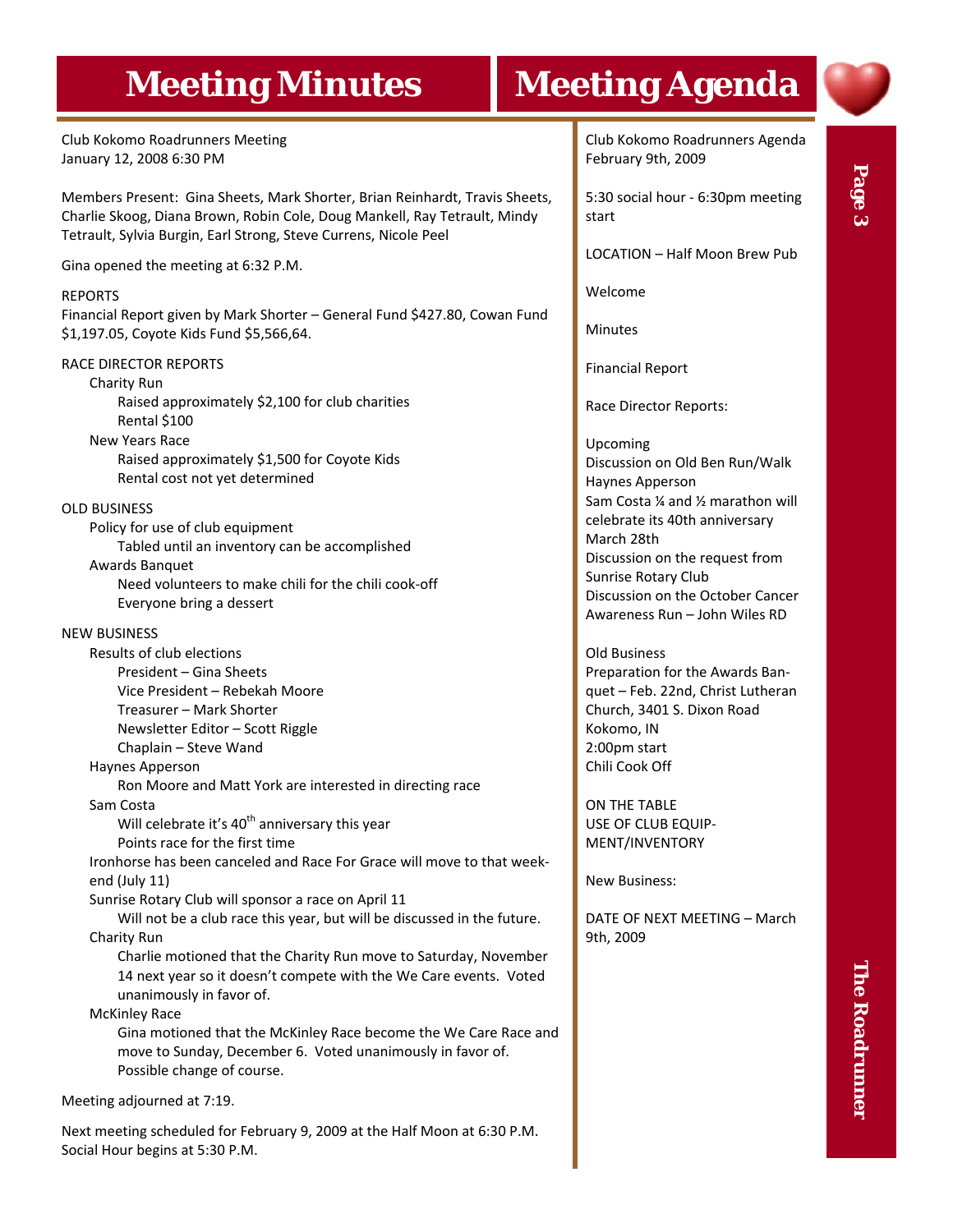# Meeting Minutes

Club Kokomo Roadrunners Meeting
January 12, 2008 6:30 PM

Members Present: Gina Sheets, Mark Shorter, Brian Reinhardt, Travis Sheets, Charlie Skoog, Diana Brown, Robin Cole, Doug Mankell, Ray Tetrault, Mindy Tetrault, Sylvia Burgin, Earl Strong, Steve Currens, Nicole Peel

Gina opened the meeting at 6:32 P.M.

REPORTS
Financial Report given by Mark Shorter – General Fund $427.80, Cowan Fund $1,197.05, Coyote Kids Fund $5,566,64.

RACE DIRECTOR REPORTS

- Charity Run
  - Raised approximately $2,100 for club charities
  - Rental $100
- New Years Race
  - Raised approximately $1,500 for Coyote Kids
  - Rental cost not yet determined

OLD BUSINESS

- Policy for use of club equipment
  - Tabled until an inventory can be accomplished
- Awards Banquet
  - Need volunteers to make chili for the chili cook-off
  - Everyone bring a dessert

NEW BUSINESS

- Results of club elections
  - President – Gina Sheets
  - Vice President – Rebekah Moore
  - Treasurer – Mark Shorter
  - Newsletter Editor – Scott Riggle
  - Chaplain – Steve Wand
- Haynes Apperson
  - Ron Moore and Matt York are interested in directing race
- Sam Costa
  - Will celebrate it's 40th anniversary this year
  - Points race for the first time
- Ironhorse has been canceled and Race For Grace will move to that weekend (July 11)
- Sunrise Rotary Club will sponsor a race on April 11
  - Will not be a club race this year, but will be discussed in the future.
- Charity Run
  - Charlie motioned that the Charity Run move to Saturday, November 14 next year so it doesn't compete with the We Care events. Voted unanimously in favor of.
- McKinley Race
  - Gina motioned that the McKinley Race become the We Care Race and move to Sunday, December 6. Voted unanimously in favor of. Possible change of course.

Meeting adjourned at 7:19.

Next meeting scheduled for February 9, 2009 at the Half Moon at 6:30 P.M. Social Hour begins at 5:30 P.M.

# Meeting Agenda

Club Kokomo Roadrunners Agenda
February 9th, 2009

5:30 social hour - 6:30pm meeting start

LOCATION – Half Moon Brew Pub

Welcome

Minutes

Financial Report

Race Director Reports:

Upcoming
Discussion on Old Ben Run/Walk
Haynes Apperson
Sam Costa ¼ and ½ marathon will celebrate its 40th anniversary March 28th
Discussion on the request from Sunrise Rotary Club
Discussion on the October Cancer Awareness Run – John Wiles RD

Old Business
Preparation for the Awards Banquet – Feb. 22nd, Christ Lutheran Church, 3401 S. Dixon Road Kokomo, IN
2:00pm start
Chili Cook Off

ON THE TABLE
USE OF CLUB EQUIPMENT/INVENTORY

New Business:

DATE OF NEXT MEETING – March 9th, 2009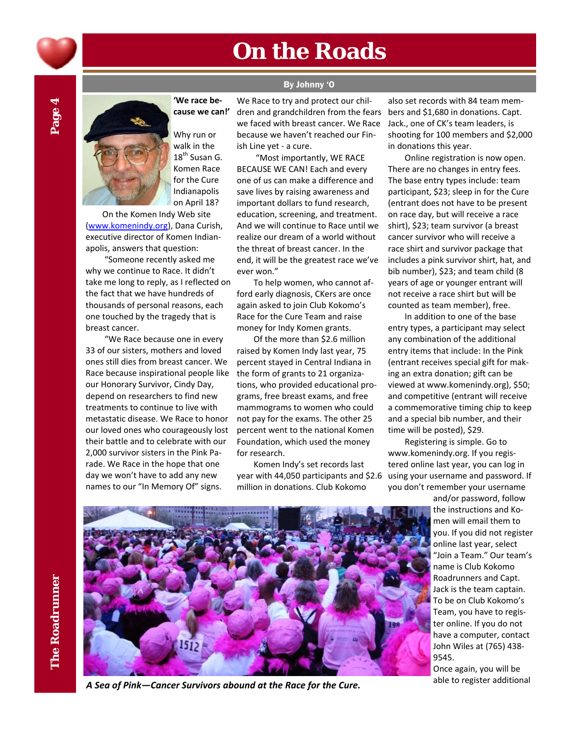# On the Roads

By Johnny 'O

**'We race because we can!'**

Why run or walk in the 18th Susan G. Komen Race for the Cure Indianapolis on April 18?

On the Komen Indy Web site (www.komenindy.org), Dana Curish, executive director of Komen Indianapolis, answers that question:

"Someone recently asked me why we continue to Race. It didn't take me long to reply, as I reflected on the fact that we have hundreds of thousands of personal reasons, each one touched by the tragedy that is breast cancer.

"We Race because one in every 33 of our sisters, mothers and loved ones still dies from breast cancer. We Race because inspirational people like our Honorary Survivor, Cindy Day, depend on researchers to find new treatments to continue to live with metastatic disease. We Race to honor our loved ones who courageously lost their battle and to celebrate with our 2,000 survivor sisters in the Pink Parade. We Race in the hope that one day we won't have to add any new names to our "In Memory Of" signs. We Race to try and protect our children and grandchildren from the fears we faced with breast cancer. We Race because we haven't reached our Finish Line yet - a cure.

"Most importantly, WE RACE BECAUSE WE CAN! Each and every one of us can make a difference and save lives by raising awareness and important dollars to fund research, education, screening, and treatment. And we will continue to Race until we realize our dream of a world without the threat of breast cancer. In the end, it will be the greatest race we've ever won."

To help women, who cannot afford early diagnosis, CKers are once again asked to join Club Kokomo's Race for the Cure Team and raise money for Indy Komen grants.

Of the more than $2.6 million raised by Komen Indy last year, 75 percent stayed in Central Indiana in the form of grants to 21 organizations, who provided educational programs, free breast exams, and free mammograms to women who could not pay for the exams. The other 25 percent went to the national Komen Foundation, which used the money for research.

Komen Indy's set records last year with 44,050 participants and $2.6 million in donations. Club Kokomo also set records with 84 team members and $1,680 in donations. Capt. Jack., one of CK's team leaders, is shooting for 100 members and $2,000 in donations this year.

Online registration is now open. There are no changes in entry fees. The base entry types include: team participant, $23; sleep in for the Cure (entrant does not have to be present on race day, but will receive a race shirt), $23; team survivor (a breast cancer survivor who will receive a race shirt and survivor package that includes a pink survivor shirt, hat, and bib number), $23; and team child (8 years of age or younger entrant will not receive a race shirt but will be counted as team member), free.

In addition to one of the base entry types, a participant may select any combination of the additional entry items that include: In the Pink (entrant receives special gift for making an extra donation; gift can be viewed at www.komenindy.org), $50; and competitive (entrant will receive a commemorative timing chip to keep and a special bib number, and their time will be posted), $29.

Registering is simple. Go to www.komenindy.org. If you registered online last year, you can log in using your username and password. If you don't remember your username and/or password, follow the instructions and Komen will email them to you. If you did not register online last year, select "Join a Team." Our team's name is Club Kokomo Roadrunners and Capt. Jack is the team captain. To be on Club Kokomo's Team, you have to register online. If you do not have a computer, contact John Wiles at (765) 438-9545.

Once again, you will be able to register additional

*A Sea of Pink—Cancer Survivors abound at the Race for the Cure.*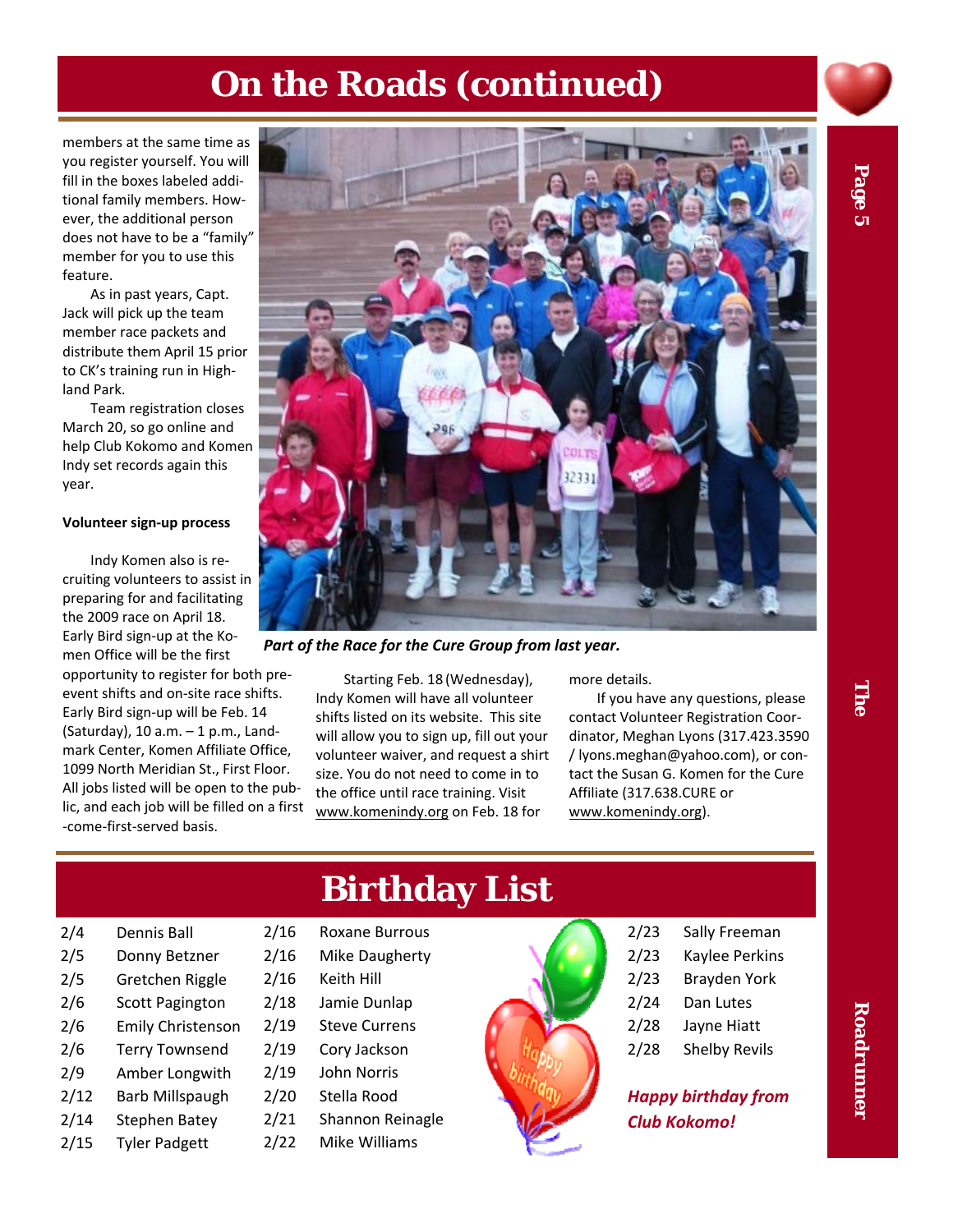# On the Roads (continued)

members at the same time as you register yourself. You will fill in the boxes labeled additional family members. However, the additional person does not have to be a "family" member for you to use this feature.

As in past years, Capt. Jack will pick up the team member race packets and distribute them April 15 prior to CK's training run in Highland Park.

Team registration closes March 20, so go online and help Club Kokomo and Komen Indy set records again this year.

**Volunteer sign-up process**

Indy Komen also is recruiting volunteers to assist in preparing for and facilitating the 2009 race on April 18. Early Bird sign-up at the Komen Office will be the first opportunity to register for both pre-event shifts and on-site race shifts. Early Bird sign-up will be Feb. 14 (Saturday), 10 a.m. – 1 p.m., Landmark Center, Komen Affiliate Office, 1099 North Meridian St., First Floor. All jobs listed will be open to the public, and each job will be filled on a first-come-first-served basis.

*Part of the Race for the Cure Group from last year.*

Starting Feb. 18 (Wednesday), Indy Komen will have all volunteer shifts listed on its website. This site will allow you to sign up, fill out your volunteer waiver, and request a shirt size. You do not need to come in to the office until race training. Visit www.komenindy.org on Feb. 18 for more details.

If you have any questions, please contact Volunteer Registration Coordinator, Meghan Lyons (317.423.3590 / lyons.meghan@yahoo.com), or contact the Susan G. Komen for the Cure Affiliate (317.638.CURE or www.komenindy.org).

# Birthday List

| | | | | | |
|---|---|---|---|---|---|
| 2/4 | Dennis Ball | 2/16 | Roxane Burrous | 2/23 | Sally Freeman |
| 2/5 | Donny Betzner | 2/16 | Mike Daugherty | 2/23 | Kaylee Perkins |
| 2/5 | Gretchen Riggle | 2/16 | Keith Hill | 2/23 | Brayden York |
| 2/6 | Scott Pagington | 2/18 | Jamie Dunlap | 2/24 | Dan Lutes |
| 2/6 | Emily Christenson | 2/19 | Steve Currens | 2/28 | Jayne Hiatt |
| 2/6 | Terry Townsend | 2/19 | Cory Jackson | 2/28 | Shelby Revils |
| 2/9 | Amber Longwith | 2/19 | John Norris | | |
| 2/12 | Barb Millspaugh | 2/20 | Stella Rood | | |
| 2/14 | Stephen Batey | 2/21 | Shannon Reinagle | | |
| 2/15 | Tyler Padgett | 2/22 | Mike Williams | | |

***Happy birthday from Club Kokomo!***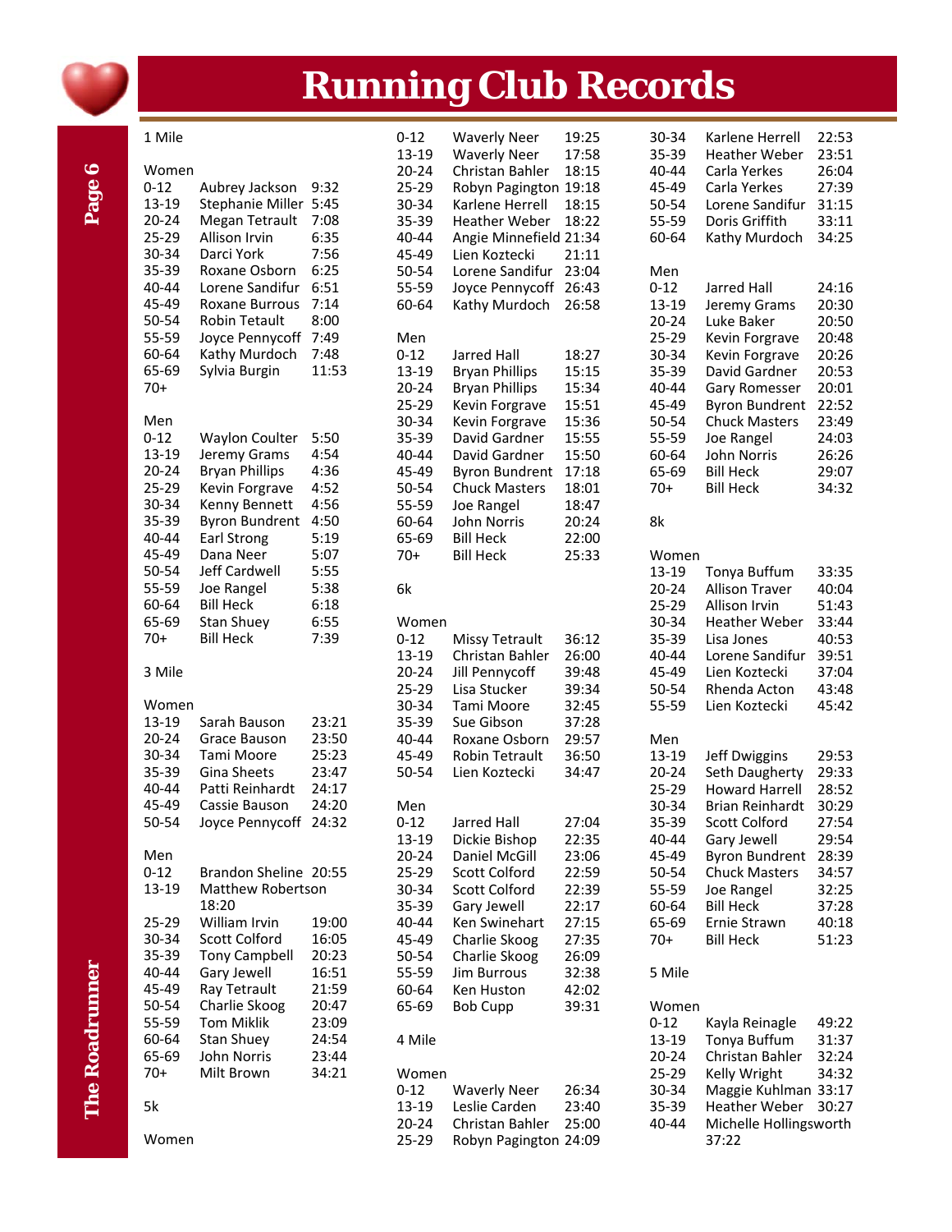# Running Club Records

## 1 Mile

### Women

| Age | Name | Time |
|---|---|---|
| 0-12 | Aubrey Jackson | 9:32 |
| 13-19 | Stephanie Miller | 5:45 |
| 20-24 | Megan Tetrault | 7:08 |
| 25-29 | Allison Irvin | 6:35 |
| 30-34 | Darci York | 7:56 |
| 35-39 | Roxane Osborn | 6:25 |
| 40-44 | Lorene Sandifur | 6:51 |
| 45-49 | Roxane Burrous | 7:14 |
| 50-54 | Robin Tetault | 8:00 |
| 55-59 | Joyce Pennycoff | 7:49 |
| 60-64 | Kathy Murdoch | 7:48 |
| 65-69 | Sylvia Burgin | 11:53 |
| 70+ | | |

### Men

| Age | Name | Time |
|---|---|---|
| 0-12 | Waylon Coulter | 5:50 |
| 13-19 | Jeremy Grams | 4:54 |
| 20-24 | Bryan Phillips | 4:36 |
| 25-29 | Kevin Forgrave | 4:52 |
| 30-34 | Kenny Bennett | 4:56 |
| 35-39 | Byron Bundrent | 4:50 |
| 40-44 | Earl Strong | 5:19 |
| 45-49 | Dana Neer | 5:07 |
| 50-54 | Jeff Cardwell | 5:55 |
| 55-59 | Joe Rangel | 5:38 |
| 60-64 | Bill Heck | 6:18 |
| 65-69 | Stan Shuey | 6:55 |
| 70+ | Bill Heck | 7:39 |

## 3 Mile

### Women

| Age | Name | Time |
|---|---|---|
| 13-19 | Sarah Bauson | 23:21 |
| 20-24 | Grace Bauson | 23:50 |
| 30-34 | Tami Moore | 25:23 |
| 35-39 | Gina Sheets | 23:47 |
| 40-44 | Patti Reinhardt | 24:17 |
| 45-49 | Cassie Bauson | 24:20 |
| 50-54 | Joyce Pennycoff | 24:32 |

### Men

| Age | Name | Time |
|---|---|---|
| 0-12 | Brandon Sheline | 20:55 |
| 13-19 | Matthew Robertson | 18:20 |
| 25-29 | William Irvin | 19:00 |
| 30-34 | Scott Colford | 16:05 |
| 35-39 | Tony Campbell | 20:23 |
| 40-44 | Gary Jewell | 16:51 |
| 45-49 | Ray Tetrault | 21:59 |
| 50-54 | Charlie Skoog | 20:47 |
| 55-59 | Tom Miklik | 23:09 |
| 60-64 | Stan Shuey | 24:54 |
| 65-69 | John Norris | 23:44 |
| 70+ | Milt Brown | 34:21 |

## 5k

### Women

| Age | Name | Time |
|---|---|---|
| 0-12 | Waverly Neer | 19:25 |
| 13-19 | Waverly Neer | 17:58 |
| 20-24 | Christan Bahler | 18:15 |
| 25-29 | Robyn Pagington | 19:18 |
| 30-34 | Karlene Herrell | 18:15 |
| 35-39 | Heather Weber | 18:22 |
| 40-44 | Angie Minnefield | 21:34 |
| 45-49 | Lien Koztecki | 21:11 |
| 50-54 | Lorene Sandifur | 23:04 |
| 55-59 | Joyce Pennycoff | 26:43 |
| 60-64 | Kathy Murdoch | 26:58 |

### Men

| Age | Name | Time |
|---|---|---|
| 0-12 | Jarred Hall | 18:27 |
| 13-19 | Bryan Phillips | 15:15 |
| 20-24 | Bryan Phillips | 15:34 |
| 25-29 | Kevin Forgrave | 15:51 |
| 30-34 | Kevin Forgrave | 15:36 |
| 35-39 | David Gardner | 15:55 |
| 40-44 | David Gardner | 15:50 |
| 45-49 | Byron Bundrent | 17:18 |
| 50-54 | Chuck Masters | 18:01 |
| 55-59 | Joe Rangel | 18:47 |
| 60-64 | John Norris | 20:24 |
| 65-69 | Bill Heck | 22:00 |
| 70+ | Bill Heck | 25:33 |

## 6k

### Women

| Age | Name | Time |
|---|---|---|
| 0-12 | Missy Tetrault | 36:12 |
| 13-19 | Christan Bahler | 26:00 |
| 20-24 | Jill Pennycoff | 39:48 |
| 25-29 | Lisa Stucker | 39:34 |
| 30-34 | Tami Moore | 32:45 |
| 35-39 | Sue Gibson | 37:28 |
| 40-44 | Roxane Osborn | 29:57 |
| 45-49 | Robin Tetrault | 36:50 |
| 50-54 | Lien Koztecki | 34:47 |

### Men

| Age | Name | Time |
|---|---|---|
| 0-12 | Jarred Hall | 27:04 |
| 13-19 | Dickie Bishop | 22:35 |
| 20-24 | Daniel McGill | 23:06 |
| 25-29 | Scott Colford | 22:59 |
| 30-34 | Scott Colford | 22:39 |
| 35-39 | Gary Jewell | 22:17 |
| 40-44 | Ken Swinehart | 27:15 |
| 45-49 | Charlie Skoog | 27:35 |
| 50-54 | Charlie Skoog | 26:09 |
| 55-59 | Jim Burrous | 32:38 |
| 60-64 | Ken Huston | 42:02 |
| 65-69 | Bob Cupp | 39:31 |

## 4 Mile

### Women

| Age | Name | Time |
|---|---|---|
| 0-12 | Waverly Neer | 26:34 |
| 13-19 | Leslie Carden | 23:40 |
| 20-24 | Christan Bahler | 25:00 |
| 25-29 | Robyn Pagington | 24:09 |
| 30-34 | Karlene Herrell | 22:53 |
| 35-39 | Heather Weber | 23:51 |
| 40-44 | Carla Yerkes | 26:04 |
| 45-49 | Carla Yerkes | 27:39 |
| 50-54 | Lorene Sandifur | 31:15 |
| 55-59 | Doris Griffith | 33:11 |
| 60-64 | Kathy Murdoch | 34:25 |

### Men

| Age | Name | Time |
|---|---|---|
| 0-12 | Jarred Hall | 24:16 |
| 13-19 | Jeremy Grams | 20:30 |
| 20-24 | Luke Baker | 20:50 |
| 25-29 | Kevin Forgrave | 20:48 |
| 30-34 | Kevin Forgrave | 20:26 |
| 35-39 | David Gardner | 20:53 |
| 40-44 | Gary Romesser | 20:01 |
| 45-49 | Byron Bundrent | 22:52 |
| 50-54 | Chuck Masters | 23:49 |
| 55-59 | Joe Rangel | 24:03 |
| 60-64 | John Norris | 26:26 |
| 65-69 | Bill Heck | 29:07 |
| 70+ | Bill Heck | 34:32 |

## 8k

### Women

| Age | Name | Time |
|---|---|---|
| 13-19 | Tonya Buffum | 33:35 |
| 20-24 | Allison Traver | 40:04 |
| 25-29 | Allison Irvin | 51:43 |
| 30-34 | Heather Weber | 33:44 |
| 35-39 | Lisa Jones | 40:53 |
| 40-44 | Lorene Sandifur | 39:51 |
| 45-49 | Lien Koztecki | 37:04 |
| 50-54 | Rhenda Acton | 43:48 |
| 55-59 | Lien Koztecki | 45:42 |

### Men

| Age | Name | Time |
|---|---|---|
| 13-19 | Jeff Dwiggins | 29:53 |
| 20-24 | Seth Daugherty | 29:33 |
| 25-29 | Howard Harrell | 28:52 |
| 30-34 | Brian Reinhardt | 30:29 |
| 35-39 | Scott Colford | 27:54 |
| 40-44 | Gary Jewell | 29:54 |
| 45-49 | Byron Bundrent | 28:39 |
| 50-54 | Chuck Masters | 34:57 |
| 55-59 | Joe Rangel | 32:25 |
| 60-64 | Bill Heck | 37:28 |
| 65-69 | Ernie Strawn | 40:18 |
| 70+ | Bill Heck | 51:23 |

## 5 Mile

### Women

| Age | Name | Time |
|---|---|---|
| 0-12 | Kayla Reinagle | 49:22 |
| 13-19 | Tonya Buffum | 31:37 |
| 20-24 | Christan Bahler | 32:24 |
| 25-29 | Kelly Wright | 34:32 |
| 30-34 | Maggie Kuhlman | 33:17 |
| 35-39 | Heather Weber | 30:27 |
| 40-44 | Michelle Hollingsworth | 37:22 |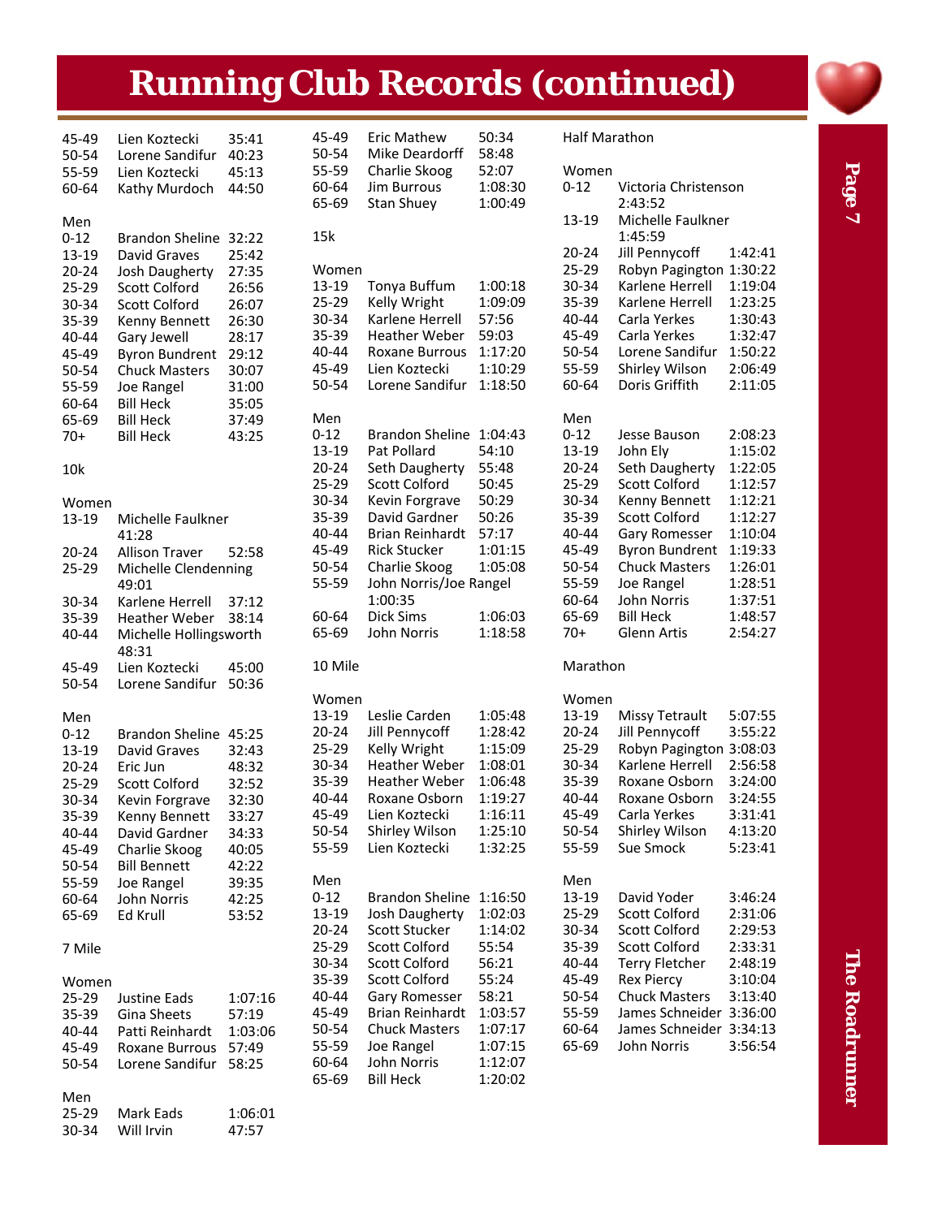# Running Club Records (continued)

| Age | Name | Time |
|---|---|---|
| 45-49 | Lien Koztecki | 35:41 |
| 50-54 | Lorene Sandifur | 40:23 |
| 55-59 | Lien Koztecki | 45:13 |
| 60-64 | Kathy Murdoch | 44:50 |

**Men**

| Age | Name | Time |
|---|---|---|
| 0-12 | Brandon Sheline | 32:22 |
| 13-19 | David Graves | 25:42 |
| 20-24 | Josh Daugherty | 27:35 |
| 25-29 | Scott Colford | 26:56 |
| 30-34 | Scott Colford | 26:07 |
| 35-39 | Kenny Bennett | 26:30 |
| 40-44 | Gary Jewell | 28:17 |
| 45-49 | Byron Bundrent | 29:12 |
| 50-54 | Chuck Masters | 30:07 |
| 55-59 | Joe Rangel | 31:00 |
| 60-64 | Bill Heck | 35:05 |
| 65-69 | Bill Heck | 37:49 |
| 70+ | Bill Heck | 43:25 |

## 10k

**Women**

| Age | Name | Time |
|---|---|---|
| 13-19 | Michelle Faulkner | 41:28 |
| 20-24 | Allison Traver | 52:58 |
| 25-29 | Michelle Clendenning | 49:01 |
| 30-34 | Karlene Herrell | 37:12 |
| 35-39 | Heather Weber | 38:14 |
| 40-44 | Michelle Hollingsworth | 48:31 |
| 45-49 | Lien Koztecki | 45:00 |
| 50-54 | Lorene Sandifur | 50:36 |

**Men**

| Age | Name | Time |
|---|---|---|
| 0-12 | Brandon Sheline | 45:25 |
| 13-19 | David Graves | 32:43 |
| 20-24 | Eric Jun | 48:32 |
| 25-29 | Scott Colford | 32:52 |
| 30-34 | Kevin Forgrave | 32:30 |
| 35-39 | Kenny Bennett | 33:27 |
| 40-44 | David Gardner | 34:33 |
| 45-49 | Charlie Skoog | 40:05 |
| 50-54 | Bill Bennett | 42:22 |
| 55-59 | Joe Rangel | 39:35 |
| 60-64 | John Norris | 42:25 |
| 65-69 | Ed Krull | 53:52 |

## 7 Mile

**Women**

| Age | Name | Time |
|---|---|---|
| 25-29 | Justine Eads | 1:07:16 |
| 35-39 | Gina Sheets | 57:19 |
| 40-44 | Patti Reinhardt | 1:03:06 |
| 45-49 | Roxane Burrous | 57:49 |
| 50-54 | Lorene Sandifur | 58:25 |

**Men**

| Age | Name | Time |
|---|---|---|
| 25-29 | Mark Eads | 1:06:01 |
| 30-34 | Will Irvin | 47:57 |
| 45-49 | Eric Mathew | 50:34 |
| 50-54 | Mike Deardorff | 58:48 |
| 55-59 | Charlie Skoog | 52:07 |
| 60-64 | Jim Burrous | 1:08:30 |
| 65-69 | Stan Shuey | 1:00:49 |

## 15k

**Women**

| Age | Name | Time |
|---|---|---|
| 13-19 | Tonya Buffum | 1:00:18 |
| 25-29 | Kelly Wright | 1:09:09 |
| 30-34 | Karlene Herrell | 57:56 |
| 35-39 | Heather Weber | 59:03 |
| 40-44 | Roxane Burrous | 1:17:20 |
| 45-49 | Lien Koztecki | 1:10:29 |
| 50-54 | Lorene Sandifur | 1:18:50 |

**Men**

| Age | Name | Time |
|---|---|---|
| 0-12 | Brandon Sheline | 1:04:43 |
| 13-19 | Pat Pollard | 54:10 |
| 20-24 | Seth Daugherty | 55:48 |
| 25-29 | Scott Colford | 50:45 |
| 30-34 | Kevin Forgrave | 50:29 |
| 35-39 | David Gardner | 50:26 |
| 40-44 | Brian Reinhardt | 57:17 |
| 45-49 | Rick Stucker | 1:01:15 |
| 50-54 | Charlie Skoog | 1:05:08 |
| 55-59 | John Norris/Joe Rangel | 1:00:35 |
| 60-64 | Dick Sims | 1:06:03 |
| 65-69 | John Norris | 1:18:58 |

## 10 Mile

**Women**

| Age | Name | Time |
|---|---|---|
| 13-19 | Leslie Carden | 1:05:48 |
| 20-24 | Jill Pennycoff | 1:28:42 |
| 25-29 | Kelly Wright | 1:15:09 |
| 30-34 | Heather Weber | 1:08:01 |
| 35-39 | Heather Weber | 1:06:48 |
| 40-44 | Roxane Osborn | 1:19:27 |
| 45-49 | Lien Koztecki | 1:16:11 |
| 50-54 | Shirley Wilson | 1:25:10 |
| 55-59 | Lien Koztecki | 1:32:25 |

**Men**

| Age | Name | Time |
|---|---|---|
| 0-12 | Brandon Sheline | 1:16:50 |
| 13-19 | Josh Daugherty | 1:02:03 |
| 20-24 | Scott Stucker | 1:14:02 |
| 25-29 | Scott Colford | 55:54 |
| 30-34 | Scott Colford | 56:21 |
| 35-39 | Scott Colford | 55:24 |
| 40-44 | Gary Romesser | 58:21 |
| 45-49 | Brian Reinhardt | 1:03:57 |
| 50-54 | Chuck Masters | 1:07:17 |
| 55-59 | Joe Rangel | 1:07:15 |
| 60-64 | John Norris | 1:12:07 |
| 65-69 | Bill Heck | 1:20:02 |

## Half Marathon

**Women**

| Age | Name | Time |
|---|---|---|
| 0-12 | Victoria Christenson | 2:43:52 |
| 13-19 | Michelle Faulkner | 1:45:59 |
| 20-24 | Jill Pennycoff | 1:42:41 |
| 25-29 | Robyn Pagington | 1:30:22 |
| 30-34 | Karlene Herrell | 1:19:04 |
| 35-39 | Karlene Herrell | 1:23:25 |
| 40-44 | Carla Yerkes | 1:30:43 |
| 45-49 | Carla Yerkes | 1:32:47 |
| 50-54 | Lorene Sandifur | 1:50:22 |
| 55-59 | Shirley Wilson | 2:06:49 |
| 60-64 | Doris Griffith | 2:11:05 |

**Men**

| Age | Name | Time |
|---|---|---|
| 0-12 | Jesse Bauson | 2:08:23 |
| 13-19 | John Ely | 1:15:02 |
| 20-24 | Seth Daugherty | 1:22:05 |
| 25-29 | Scott Colford | 1:12:57 |
| 30-34 | Kenny Bennett | 1:12:21 |
| 35-39 | Scott Colford | 1:12:27 |
| 40-44 | Gary Romesser | 1:10:04 |
| 45-49 | Byron Bundrent | 1:19:33 |
| 50-54 | Chuck Masters | 1:26:01 |
| 55-59 | Joe Rangel | 1:28:51 |
| 60-64 | John Norris | 1:37:51 |
| 65-69 | Bill Heck | 1:48:57 |
| 70+ | Glenn Artis | 2:54:27 |

## Marathon

**Women**

| Age | Name | Time |
|---|---|---|
| 13-19 | Missy Tetrault | 5:07:55 |
| 20-24 | Jill Pennycoff | 3:55:22 |
| 25-29 | Robyn Pagington | 3:08:03 |
| 30-34 | Karlene Herrell | 2:56:58 |
| 35-39 | Roxane Osborn | 3:24:00 |
| 40-44 | Roxane Osborn | 3:24:55 |
| 45-49 | Carla Yerkes | 3:31:41 |
| 50-54 | Shirley Wilson | 4:13:20 |
| 55-59 | Sue Smock | 5:23:41 |

**Men**

| Age | Name | Time |
|---|---|---|
| 13-19 | David Yoder | 3:46:24 |
| 25-29 | Scott Colford | 2:31:06 |
| 30-34 | Scott Colford | 2:29:53 |
| 35-39 | Scott Colford | 2:33:31 |
| 40-44 | Terry Fletcher | 2:48:19 |
| 45-49 | Rex Piercy | 3:10:04 |
| 50-54 | Chuck Masters | 3:13:40 |
| 55-59 | James Schneider | 3:36:00 |
| 60-64 | James Schneider | 3:34:13 |
| 65-69 | John Norris | 3:56:54 |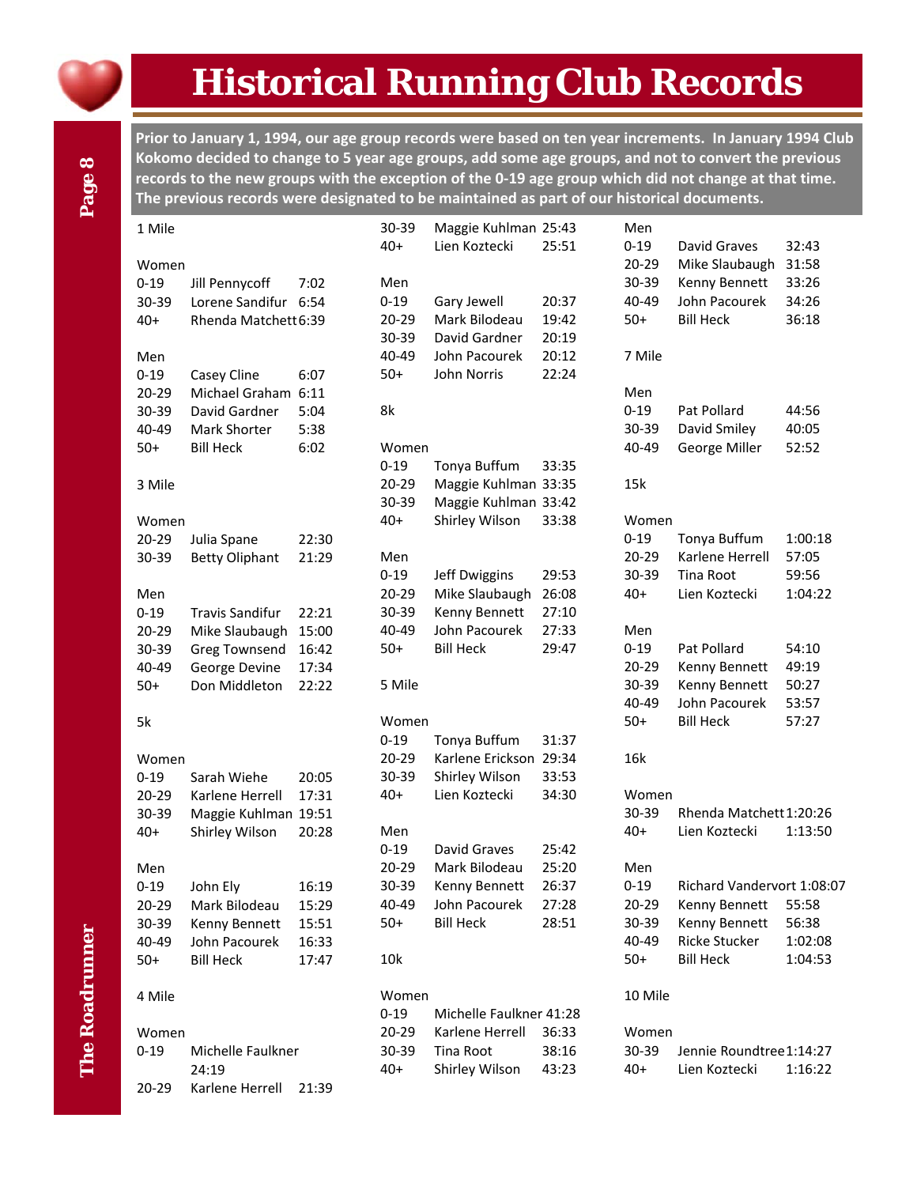# Historical Running Club Records

**Prior to January 1, 1994, our age group records were based on ten year increments. In January 1994 Club Kokomo decided to change to 5 year age groups, add some age groups, and not to convert the previous records to the new groups with the exception of the 0-19 age group which did not change at that time. The previous records were designated to be maintained as part of our historical documents.**

### 1 Mile

Women

| | | |
|---|---|---|
| 0-19 | Jill Pennycoff | 7:02 |
| 30-39 | Lorene Sandifur | 6:54 |
| 40+ | Rhenda Matchett | 6:39 |

Men

| | | |
|---|---|---|
| 0-19 | Casey Cline | 6:07 |
| 20-29 | Michael Graham | 6:11 |
| 30-39 | David Gardner | 5:04 |
| 40-49 | Mark Shorter | 5:38 |
| 50+ | Bill Heck | 6:02 |

### 3 Mile

Women

| | | |
|---|---|---|
| 20-29 | Julia Spane | 22:30 |
| 30-39 | Betty Oliphant | 21:29 |

Men

| | | |
|---|---|---|
| 0-19 | Travis Sandifur | 22:21 |
| 20-29 | Mike Slaubaugh | 15:00 |
| 30-39 | Greg Townsend | 16:42 |
| 40-49 | George Devine | 17:34 |
| 50+ | Don Middleton | 22:22 |

### 5k

Women

| | | |
|---|---|---|
| 0-19 | Sarah Wiehe | 20:05 |
| 20-29 | Karlene Herrell | 17:31 |
| 30-39 | Maggie Kuhlman | 19:51 |
| 40+ | Shirley Wilson | 20:28 |

Men

| | | |
|---|---|---|
| 0-19 | John Ely | 16:19 |
| 20-29 | Mark Bilodeau | 15:29 |
| 30-39 | Kenny Bennett | 15:51 |
| 40-49 | John Pacourek | 16:33 |
| 50+ | Bill Heck | 17:47 |

### 4 Mile

Women

| | | |
|---|---|---|
| 0-19 | Michelle Faulkner | 24:19 |
| 20-29 | Karlene Herrell | 21:39 |
| 30-39 | Maggie Kuhlman | 25:43 |
| 40+ | Lien Koztecki | 25:51 |

Men

| | | |
|---|---|---|
| 0-19 | Gary Jewell | 20:37 |
| 20-29 | Mark Bilodeau | 19:42 |
| 30-39 | David Gardner | 20:19 |
| 40-49 | John Pacourek | 20:12 |
| 50+ | John Norris | 22:24 |

### 8k

Women

| | | |
|---|---|---|
| 0-19 | Tonya Buffum | 33:35 |
| 20-29 | Maggie Kuhlman | 33:35 |
| 30-39 | Maggie Kuhlman | 33:42 |
| 40+ | Shirley Wilson | 33:38 |

Men

| | | |
|---|---|---|
| 0-19 | Jeff Dwiggins | 29:53 |
| 20-29 | Mike Slaubaugh | 26:08 |
| 30-39 | Kenny Bennett | 27:10 |
| 40-49 | John Pacourek | 27:33 |
| 50+ | Bill Heck | 29:47 |

### 5 Mile

Women

| | | |
|---|---|---|
| 0-19 | Tonya Buffum | 31:37 |
| 20-29 | Karlene Erickson | 29:34 |
| 30-39 | Shirley Wilson | 33:53 |
| 40+ | Lien Koztecki | 34:30 |

Men

| | | |
|---|---|---|
| 0-19 | David Graves | 25:42 |
| 20-29 | Mark Bilodeau | 25:20 |
| 30-39 | Kenny Bennett | 26:37 |
| 40-49 | John Pacourek | 27:28 |
| 50+ | Bill Heck | 28:51 |

### 10k

Women

| | | |
|---|---|---|
| 0-19 | Michelle Faulkner | 41:28 |
| 20-29 | Karlene Herrell | 36:33 |
| 30-39 | Tina Root | 38:16 |
| 40+ | Shirley Wilson | 43:23 |

Men

| | | |
|---|---|---|
| 0-19 | David Graves | 32:43 |
| 20-29 | Mike Slaubaugh | 31:58 |
| 30-39 | Kenny Bennett | 33:26 |
| 40-49 | John Pacourek | 34:26 |
| 50+ | Bill Heck | 36:18 |

### 7 Mile

Men

| | | |
|---|---|---|
| 0-19 | Pat Pollard | 44:56 |
| 30-39 | David Smiley | 40:05 |
| 40-49 | George Miller | 52:52 |

### 15k

Women

| | | |
|---|---|---|
| 0-19 | Tonya Buffum | 1:00:18 |
| 20-29 | Karlene Herrell | 57:05 |
| 30-39 | Tina Root | 59:56 |
| 40+ | Lien Koztecki | 1:04:22 |

Men

| | | |
|---|---|---|
| 0-19 | Pat Pollard | 54:10 |
| 20-29 | Kenny Bennett | 49:19 |
| 30-39 | Kenny Bennett | 50:27 |
| 40-49 | John Pacourek | 53:57 |
| 50+ | Bill Heck | 57:27 |

### 16k

Women

| | | |
|---|---|---|
| 30-39 | Rhenda Matchett | 1:20:26 |
| 40+ | Lien Koztecki | 1:13:50 |

Men

| | | |
|---|---|---|
| 0-19 | Richard Vandervort | 1:08:07 |
| 20-29 | Kenny Bennett | 55:58 |
| 30-39 | Kenny Bennett | 56:38 |
| 40-49 | Ricke Stucker | 1:02:08 |
| 50+ | Bill Heck | 1:04:53 |

### 10 Mile

Women

| | | |
|---|---|---|
| 30-39 | Jennie Roundtree | 1:14:27 |
| 40+ | Lien Koztecki | 1:16:22 |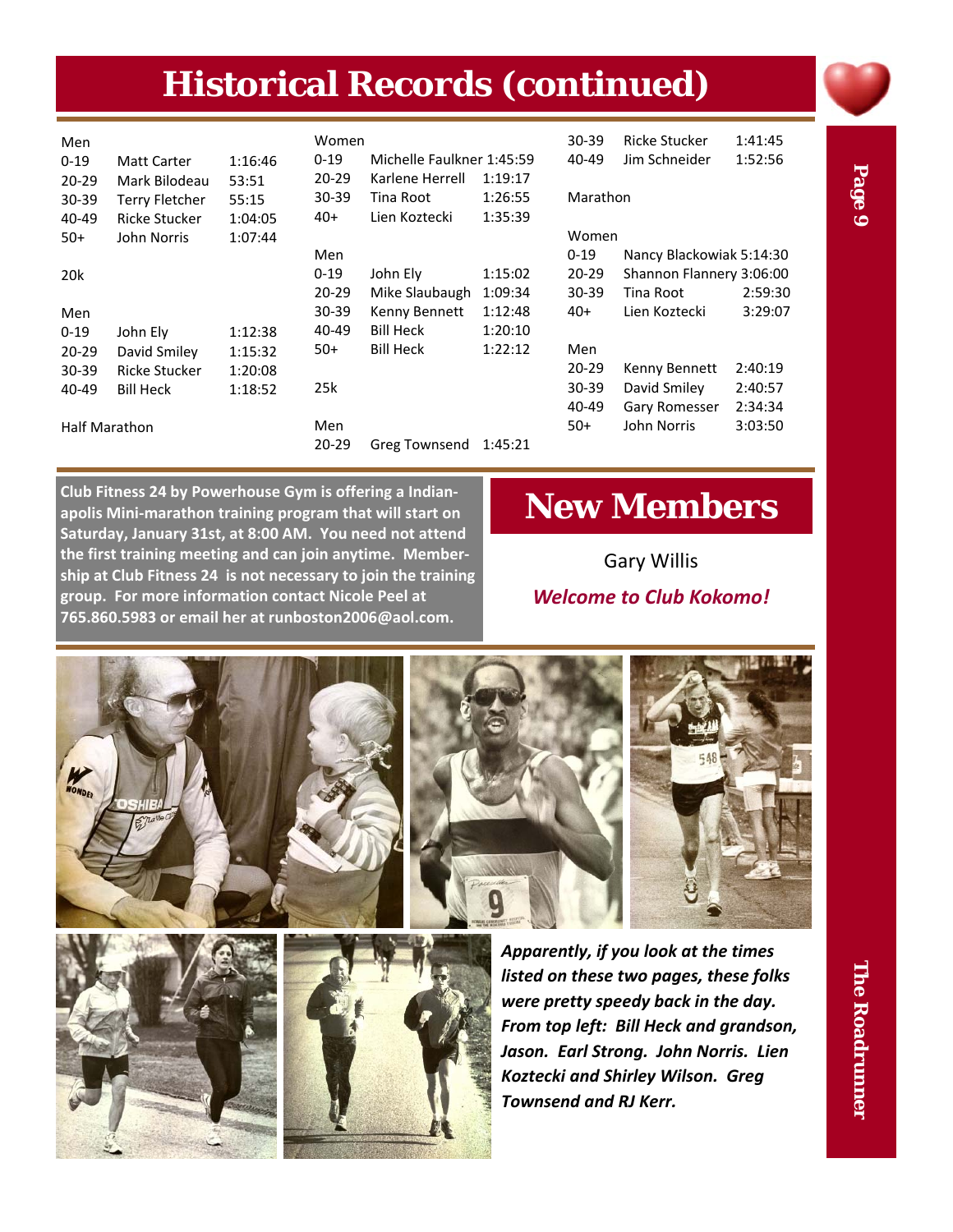# Historical Records (continued)

Men

| | | |
|---|---|---|
| 0-19 | Matt Carter | 1:16:46 |
| 20-29 | Mark Bilodeau | 53:51 |
| 30-39 | Terry Fletcher | 55:15 |
| 40-49 | Ricke Stucker | 1:04:05 |
| 50+ | John Norris | 1:07:44 |

20k

Men

| | | |
|---|---|---|
| 0-19 | John Ely | 1:12:38 |
| 20-29 | David Smiley | 1:15:32 |
| 30-39 | Ricke Stucker | 1:20:08 |
| 40-49 | Bill Heck | 1:18:52 |

Half Marathon

Women

| | | |
|---|---|---|
| 0-19 | Michelle Faulkner | 1:45:59 |
| 20-29 | Karlene Herrell | 1:19:17 |
| 30-39 | Tina Root | 1:26:55 |
| 40+ | Lien Koztecki | 1:35:39 |

Men

| | | |
|---|---|---|
| 0-19 | John Ely | 1:15:02 |
| 20-29 | Mike Slaubaugh | 1:09:34 |
| 30-39 | Kenny Bennett | 1:12:48 |
| 40-49 | Bill Heck | 1:20:10 |
| 50+ | Bill Heck | 1:22:12 |

25k

Men

| | | |
|---|---|---|
| 20-29 | Greg Townsend | 1:45:21 |
| 30-39 | Ricke Stucker | 1:41:45 |
| 40-49 | Jim Schneider | 1:52:56 |

Marathon

Women

| | | |
|---|---|---|
| 0-19 | Nancy Blackowiak | 5:14:30 |
| 20-29 | Shannon Flannery | 3:06:00 |
| 30-39 | Tina Root | 2:59:30 |
| 40+ | Lien Koztecki | 3:29:07 |

Men

| | | |
|---|---|---|
| 20-29 | Kenny Bennett | 2:40:19 |
| 30-39 | David Smiley | 2:40:57 |
| 40-49 | Gary Romesser | 2:34:34 |
| 50+ | John Norris | 3:03:50 |

**Club Fitness 24 by Powerhouse Gym is offering a Indianapolis Mini-marathon training program that will start on Saturday, January 31st, at 8:00 AM. You need not attend the first training meeting and can join anytime. Membership at Club Fitness 24 is not necessary to join the training group. For more information contact Nicole Peel at 765.860.5983 or email her at runboston2006@aol.com.**

# New Members

Gary Willis

***Welcome to Club Kokomo!***

*Apparently, if you look at the times listed on these two pages, these folks were pretty speedy back in the day. From top left: Bill Heck and grandson, Jason. Earl Strong. John Norris. Lien Koztecki and Shirley Wilson. Greg Townsend and RJ Kerr.*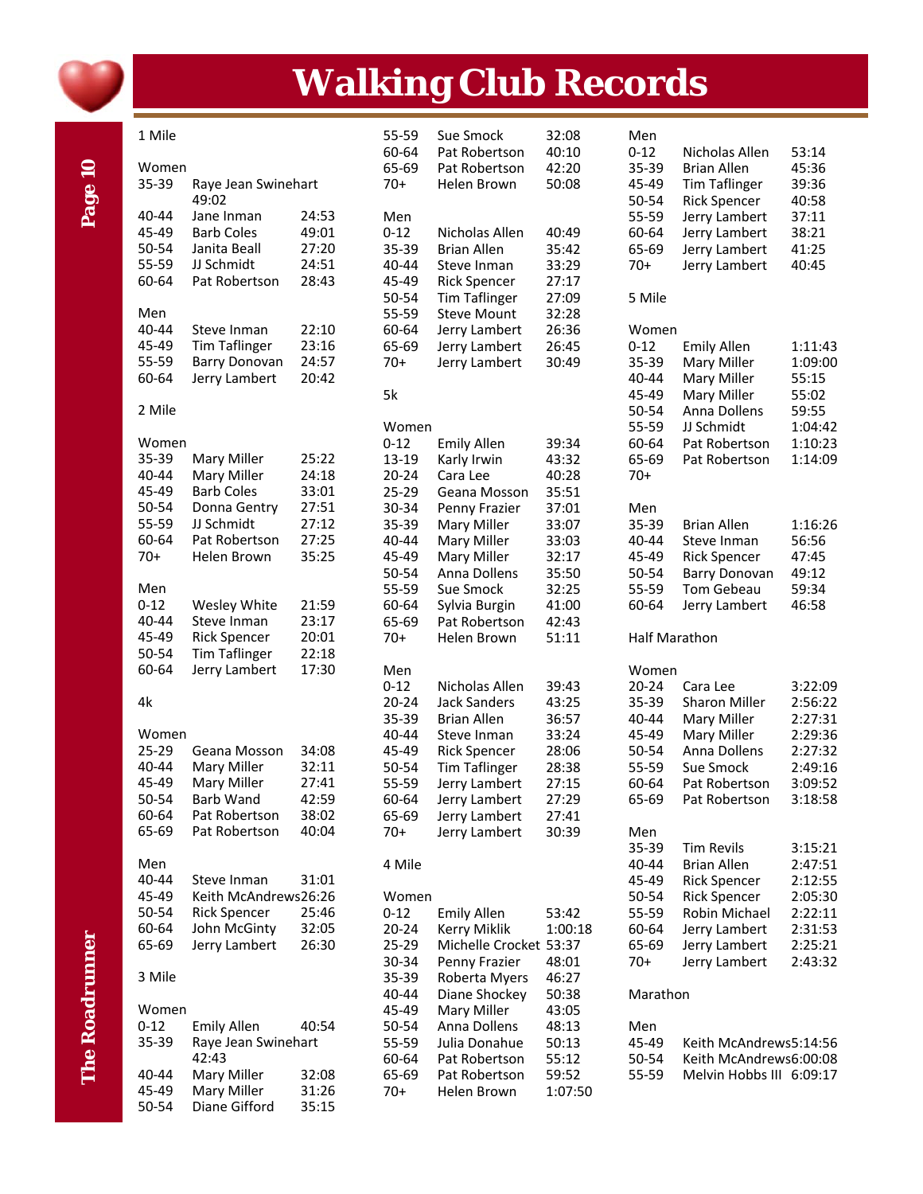# Walking Club Records

## 1 Mile

### Women

| Age | Name | Time |
|---|---|---|
| 35-39 | Raye Jean Swinehart | 49:02 |
| 40-44 | Jane Inman | 24:53 |
| 45-49 | Barb Coles | 49:01 |
| 50-54 | Janita Beall | 27:20 |
| 55-59 | JJ Schmidt | 24:51 |
| 60-64 | Pat Robertson | 28:43 |

### Men

| Age | Name | Time |
|---|---|---|
| 40-44 | Steve Inman | 22:10 |
| 45-49 | Tim Taflinger | 23:16 |
| 55-59 | Barry Donovan | 24:57 |
| 60-64 | Jerry Lambert | 20:42 |

## 2 Mile

### Women

| Age | Name | Time |
|---|---|---|
| 35-39 | Mary Miller | 25:22 |
| 40-44 | Mary Miller | 24:18 |
| 45-49 | Barb Coles | 33:01 |
| 50-54 | Donna Gentry | 27:51 |
| 55-59 | JJ Schmidt | 27:12 |
| 60-64 | Pat Robertson | 27:25 |
| 70+ | Helen Brown | 35:25 |

### Men

| Age | Name | Time |
|---|---|---|
| 0-12 | Wesley White | 21:59 |
| 40-44 | Steve Inman | 23:17 |
| 45-49 | Rick Spencer | 20:01 |
| 50-54 | Tim Taflinger | 22:18 |
| 60-64 | Jerry Lambert | 17:30 |

## 4k

### Women

| Age | Name | Time |
|---|---|---|
| 25-29 | Geana Mosson | 34:08 |
| 40-44 | Mary Miller | 32:11 |
| 45-49 | Mary Miller | 27:41 |
| 50-54 | Barb Wand | 42:59 |
| 60-64 | Pat Robertson | 38:02 |
| 65-69 | Pat Robertson | 40:04 |

### Men

| Age | Name | Time |
|---|---|---|
| 40-44 | Steve Inman | 31:01 |
| 45-49 | Keith McAndrews | 26:26 |
| 50-54 | Rick Spencer | 25:46 |
| 60-64 | John McGinty | 32:05 |
| 65-69 | Jerry Lambert | 26:30 |

## 3 Mile

### Women

| Age | Name | Time |
|---|---|---|
| 0-12 | Emily Allen | 40:54 |
| 35-39 | Raye Jean Swinehart | 42:43 |
| 40-44 | Mary Miller | 32:08 |
| 45-49 | Mary Miller | 31:26 |
| 50-54 | Diane Gifford | 35:15 |
| 55-59 | Sue Smock | 32:08 |
| 60-64 | Pat Robertson | 40:10 |
| 65-69 | Pat Robertson | 42:20 |
| 70+ | Helen Brown | 50:08 |

### Men

| Age | Name | Time |
|---|---|---|
| 0-12 | Nicholas Allen | 40:49 |
| 35-39 | Brian Allen | 35:42 |
| 40-44 | Steve Inman | 33:29 |
| 45-49 | Rick Spencer | 27:17 |
| 50-54 | Tim Taflinger | 27:09 |
| 55-59 | Steve Mount | 32:28 |
| 60-64 | Jerry Lambert | 26:36 |
| 65-69 | Jerry Lambert | 26:45 |
| 70+ | Jerry Lambert | 30:49 |

## 5k

### Women

| Age | Name | Time |
|---|---|---|
| 0-12 | Emily Allen | 39:34 |
| 13-19 | Karly Irwin | 43:32 |
| 20-24 | Cara Lee | 40:28 |
| 25-29 | Geana Mosson | 35:51 |
| 30-34 | Penny Frazier | 37:01 |
| 35-39 | Mary Miller | 33:07 |
| 40-44 | Mary Miller | 33:03 |
| 45-49 | Mary Miller | 32:17 |
| 50-54 | Anna Dollens | 35:50 |
| 55-59 | Sue Smock | 32:25 |
| 60-64 | Sylvia Burgin | 41:00 |
| 65-69 | Pat Robertson | 42:43 |
| 70+ | Helen Brown | 51:11 |

### Men

| Age | Name | Time |
|---|---|---|
| 0-12 | Nicholas Allen | 39:43 |
| 20-24 | Jack Sanders | 43:25 |
| 35-39 | Brian Allen | 36:57 |
| 40-44 | Steve Inman | 33:24 |
| 45-49 | Rick Spencer | 28:06 |
| 50-54 | Tim Taflinger | 28:38 |
| 55-59 | Jerry Lambert | 27:15 |
| 60-64 | Jerry Lambert | 27:29 |
| 65-69 | Jerry Lambert | 27:41 |
| 70+ | Jerry Lambert | 30:39 |

## 4 Mile

### Women

| Age | Name | Time |
|---|---|---|
| 0-12 | Emily Allen | 53:42 |
| 20-24 | Kerry Miklik | 1:00:18 |
| 25-29 | Michelle Crocket | 53:37 |
| 30-34 | Penny Frazier | 48:01 |
| 35-39 | Roberta Myers | 46:27 |
| 40-44 | Diane Shockey | 50:38 |
| 45-49 | Mary Miller | 43:05 |
| 50-54 | Anna Dollens | 48:13 |
| 55-59 | Julia Donahue | 50:13 |
| 60-64 | Pat Robertson | 55:12 |
| 65-69 | Pat Robertson | 59:52 |
| 70+ | Helen Brown | 1:07:50 |

### Men

| Age | Name | Time |
|---|---|---|
| 0-12 | Nicholas Allen | 53:14 |
| 35-39 | Brian Allen | 45:36 |
| 45-49 | Tim Taflinger | 39:36 |
| 50-54 | Rick Spencer | 40:58 |
| 55-59 | Jerry Lambert | 37:11 |
| 60-64 | Jerry Lambert | 38:21 |
| 65-69 | Jerry Lambert | 41:25 |
| 70+ | Jerry Lambert | 40:45 |

## 5 Mile

### Women

| Age | Name | Time |
|---|---|---|
| 0-12 | Emily Allen | 1:11:43 |
| 35-39 | Mary Miller | 1:09:00 |
| 40-44 | Mary Miller | 55:15 |
| 45-49 | Mary Miller | 55:02 |
| 50-54 | Anna Dollens | 59:55 |
| 55-59 | JJ Schmidt | 1:04:42 |
| 60-64 | Pat Robertson | 1:10:23 |
| 65-69 | Pat Robertson | 1:14:09 |
| 70+ | | |

### Men

| Age | Name | Time |
|---|---|---|
| 35-39 | Brian Allen | 1:16:26 |
| 40-44 | Steve Inman | 56:56 |
| 45-49 | Rick Spencer | 47:45 |
| 50-54 | Barry Donovan | 49:12 |
| 55-59 | Tom Gebeau | 59:34 |
| 60-64 | Jerry Lambert | 46:58 |

## Half Marathon

### Women

| Age | Name | Time |
|---|---|---|
| 20-24 | Cara Lee | 3:22:09 |
| 35-39 | Sharon Miller | 2:56:22 |
| 40-44 | Mary Miller | 2:27:31 |
| 45-49 | Mary Miller | 2:29:36 |
| 50-54 | Anna Dollens | 2:27:32 |
| 55-59 | Sue Smock | 2:49:16 |
| 60-64 | Pat Robertson | 3:09:52 |
| 65-69 | Pat Robertson | 3:18:58 |

### Men

| Age | Name | Time |
|---|---|---|
| 35-39 | Tim Revils | 3:15:21 |
| 40-44 | Brian Allen | 2:47:51 |
| 45-49 | Rick Spencer | 2:12:55 |
| 50-54 | Rick Spencer | 2:05:30 |
| 55-59 | Robin Michael | 2:22:11 |
| 60-64 | Jerry Lambert | 2:31:53 |
| 65-69 | Jerry Lambert | 2:25:21 |
| 70+ | Jerry Lambert | 2:43:32 |

## Marathon

### Men

| Age | Name | Time |
|---|---|---|
| 45-49 | Keith McAndrews | 5:14:56 |
| 50-54 | Keith McAndrews | 6:00:08 |
| 55-59 | Melvin Hobbs III | 6:09:17 |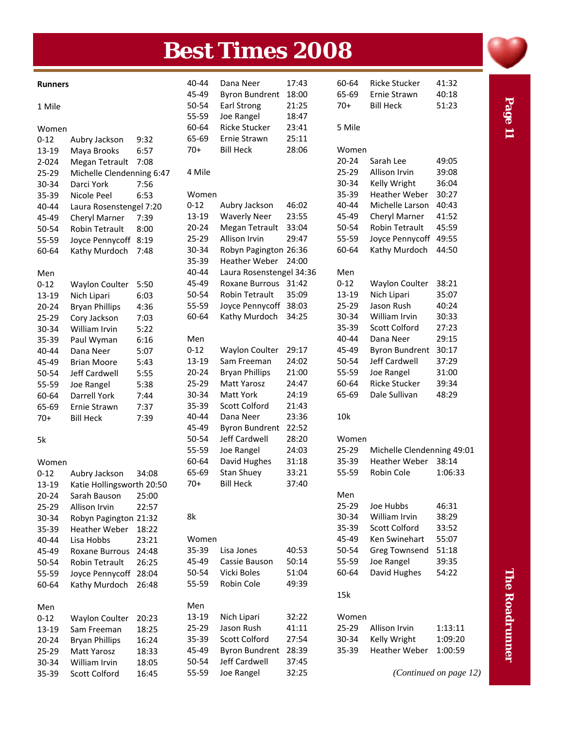# Best Times 2008

**Runners**

1 Mile

Women

| Age | Name | Time |
|---|---|---|
| 0-12 | Aubry Jackson | 9:32 |
| 13-19 | Maya Brooks | 6:57 |
| 2-024 | Megan Tetrault | 7:08 |
| 25-29 | Michelle Clendenning | 6:47 |
| 30-34 | Darci York | 7:56 |
| 35-39 | Nicole Peel | 6:53 |
| 40-44 | Laura Rosenstengel | 7:20 |
| 45-49 | Cheryl Marner | 7:39 |
| 50-54 | Robin Tetrault | 8:00 |
| 55-59 | Joyce Pennycoff | 8:19 |
| 60-64 | Kathy Murdoch | 7:48 |

Men

| Age | Name | Time |
|---|---|---|
| 0-12 | Waylon Coulter | 5:50 |
| 13-19 | Nich Lipari | 6:03 |
| 20-24 | Bryan Phillips | 4:36 |
| 25-29 | Cory Jackson | 7:03 |
| 30-34 | William Irvin | 5:22 |
| 35-39 | Paul Wyman | 6:16 |
| 40-44 | Dana Neer | 5:07 |
| 45-49 | Brian Moore | 5:43 |
| 50-54 | Jeff Cardwell | 5:55 |
| 55-59 | Joe Rangel | 5:38 |
| 60-64 | Darrell York | 7:44 |
| 65-69 | Ernie Strawn | 7:37 |
| 70+ | Bill Heck | 7:39 |

5k

Women

| Age | Name | Time |
|---|---|---|
| 0-12 | Aubry Jackson | 34:08 |
| 13-19 | Katie Hollingsworth | 20:50 |
| 20-24 | Sarah Bauson | 25:00 |
| 25-29 | Allison Irvin | 22:57 |
| 30-34 | Robyn Pagington | 21:32 |
| 35-39 | Heather Weber | 18:22 |
| 40-44 | Lisa Hobbs | 23:21 |
| 45-49 | Roxane Burrous | 24:48 |
| 50-54 | Robin Tetrault | 26:25 |
| 55-59 | Joyce Pennycoff | 28:04 |
| 60-64 | Kathy Murdoch | 26:48 |

Men

| Age | Name | Time |
|---|---|---|
| 0-12 | Waylon Coulter | 20:23 |
| 13-19 | Sam Freeman | 18:25 |
| 20-24 | Bryan Phillips | 16:24 |
| 25-29 | Matt Yarosz | 18:33 |
| 30-34 | William Irvin | 18:05 |
| 35-39 | Scott Colford | 16:45 |
| 40-44 | Dana Neer | 17:43 |
| 45-49 | Byron Bundrent | 18:00 |
| 50-54 | Earl Strong | 21:25 |
| 55-59 | Joe Rangel | 18:47 |
| 60-64 | Ricke Stucker | 23:41 |
| 65-69 | Ernie Strawn | 25:11 |
| 70+ | Bill Heck | 28:06 |

4 Mile

Women

| Age | Name | Time |
|---|---|---|
| 0-12 | Aubry Jackson | 46:02 |
| 13-19 | Waverly Neer | 23:55 |
| 20-24 | Megan Tetrault | 33:04 |
| 25-29 | Allison Irvin | 29:47 |
| 30-34 | Robyn Pagington | 26:36 |
| 35-39 | Heather Weber | 24:00 |
| 40-44 | Laura Rosenstengel | 34:36 |
| 45-49 | Roxane Burrous | 31:42 |
| 50-54 | Robin Tetrault | 35:09 |
| 55-59 | Joyce Pennycoff | 38:03 |
| 60-64 | Kathy Murdoch | 34:25 |

Men

| Age | Name | Time |
|---|---|---|
| 0-12 | Waylon Coulter | 29:17 |
| 13-19 | Sam Freeman | 24:02 |
| 20-24 | Bryan Phillips | 21:00 |
| 25-29 | Matt Yarosz | 24:47 |
| 30-34 | Matt York | 24:19 |
| 35-39 | Scott Colford | 21:43 |
| 40-44 | Dana Neer | 23:36 |
| 45-49 | Byron Bundrent | 22:52 |
| 50-54 | Jeff Cardwell | 28:20 |
| 55-59 | Joe Rangel | 24:03 |
| 60-64 | David Hughes | 31:18 |
| 65-69 | Stan Shuey | 33:21 |
| 70+ | Bill Heck | 37:40 |

8k

Women

| Age | Name | Time |
|---|---|---|
| 35-39 | Lisa Jones | 40:53 |
| 45-49 | Cassie Bauson | 50:14 |
| 50-54 | Vicki Boles | 51:04 |
| 55-59 | Robin Cole | 49:39 |

Men

| Age | Name | Time |
|---|---|---|
| 13-19 | Nich Lipari | 32:22 |
| 25-29 | Jason Rush | 41:11 |
| 35-39 | Scott Colford | 27:54 |
| 45-49 | Byron Bundrent | 28:39 |
| 50-54 | Jeff Cardwell | 37:45 |
| 55-59 | Joe Rangel | 32:25 |
| 60-64 | Ricke Stucker | 41:32 |
| 65-69 | Ernie Strawn | 40:18 |
| 70+ | Bill Heck | 51:23 |

5 Mile

Women

| Age | Name | Time |
|---|---|---|
| 20-24 | Sarah Lee | 49:05 |
| 25-29 | Allison Irvin | 39:08 |
| 30-34 | Kelly Wright | 36:04 |
| 35-39 | Heather Weber | 30:27 |
| 40-44 | Michelle Larson | 40:43 |
| 45-49 | Cheryl Marner | 41:52 |
| 50-54 | Robin Tetrault | 45:59 |
| 55-59 | Joyce Pennycoff | 49:55 |
| 60-64 | Kathy Murdoch | 44:50 |

Men

| Age | Name | Time |
|---|---|---|
| 0-12 | Waylon Coulter | 38:21 |
| 13-19 | Nich Lipari | 35:07 |
| 25-29 | Jason Rush | 40:24 |
| 30-34 | William Irvin | 30:33 |
| 35-39 | Scott Colford | 27:23 |
| 40-44 | Dana Neer | 29:15 |
| 45-49 | Byron Bundrent | 30:17 |
| 50-54 | Jeff Cardwell | 37:29 |
| 55-59 | Joe Rangel | 31:00 |
| 60-64 | Ricke Stucker | 39:34 |
| 65-69 | Dale Sullivan | 48:29 |

10k

Women

| Age | Name | Time |
|---|---|---|
| 25-29 | Michelle Clendenning | 49:01 |
| 35-39 | Heather Weber | 38:14 |
| 55-59 | Robin Cole | 1:06:33 |

Men

| Age | Name | Time |
|---|---|---|
| 25-29 | Joe Hubbs | 46:31 |
| 30-34 | William Irvin | 38:29 |
| 35-39 | Scott Colford | 33:52 |
| 45-49 | Ken Swinehart | 55:07 |
| 50-54 | Greg Townsend | 51:18 |
| 55-59 | Joe Rangel | 39:35 |
| 60-64 | David Hughes | 54:22 |

15k

Women

| Age | Name | Time |
|---|---|---|
| 25-29 | Allison Irvin | 1:13:11 |
| 30-34 | Kelly Wright | 1:09:20 |
| 35-39 | Heather Weber | 1:00:59 |

*(Continued on page 12)*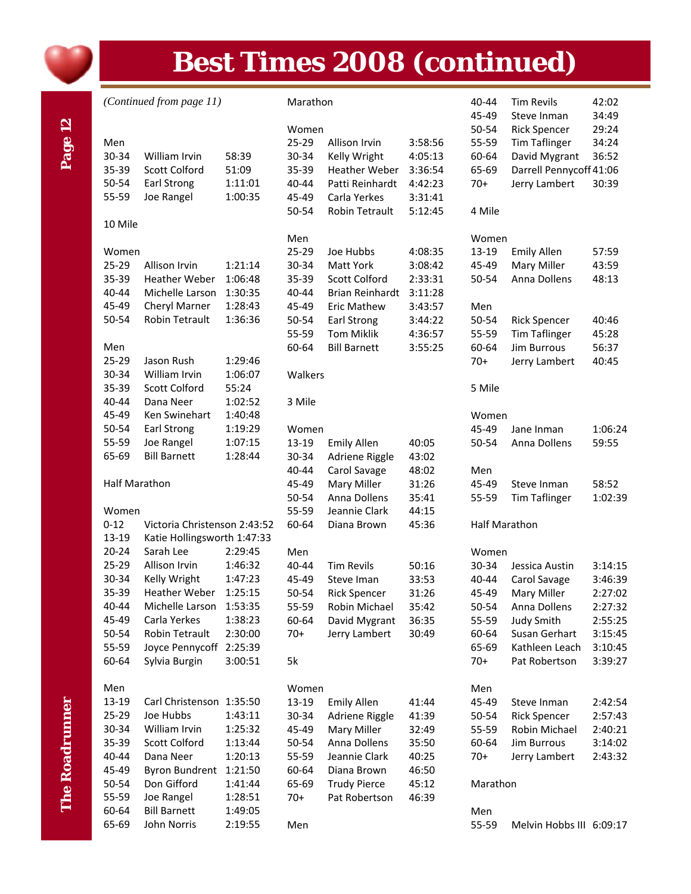# Best Times 2008 (continued)

*(Continued from page 11)*

Men

| | | |
|---|---|---|
| 30-34 | William Irvin | 58:39 |
| 35-39 | Scott Colford | 51:09 |
| 50-54 | Earl Strong | 1:11:01 |
| 55-59 | Joe Rangel | 1:00:35 |

10 Mile

Women

| | | |
|---|---|---|
| 25-29 | Allison Irvin | 1:21:14 |
| 35-39 | Heather Weber | 1:06:48 |
| 40-44 | Michelle Larson | 1:30:35 |
| 45-49 | Cheryl Marner | 1:28:43 |
| 50-54 | Robin Tetrault | 1:36:36 |

Men

| | | |
|---|---|---|
| 25-29 | Jason Rush | 1:29:46 |
| 30-34 | William Irvin | 1:06:07 |
| 35-39 | Scott Colford | 55:24 |
| 40-44 | Dana Neer | 1:02:52 |
| 45-49 | Ken Swinehart | 1:40:48 |
| 50-54 | Earl Strong | 1:19:29 |
| 55-59 | Joe Rangel | 1:07:15 |
| 65-69 | Bill Barnett | 1:28:44 |

Half Marathon

Women

| | | |
|---|---|---|
| 0-12 | Victoria Christenson | 2:43:52 |
| 13-19 | Katie Hollingsworth | 1:47:33 |
| 20-24 | Sarah Lee | 2:29:45 |
| 25-29 | Allison Irvin | 1:46:32 |
| 30-34 | Kelly Wright | 1:47:23 |
| 35-39 | Heather Weber | 1:25:15 |
| 40-44 | Michelle Larson | 1:53:35 |
| 45-49 | Carla Yerkes | 1:38:23 |
| 50-54 | Robin Tetrault | 2:30:00 |
| 55-59 | Joyce Pennycoff | 2:25:39 |
| 60-64 | Sylvia Burgin | 3:00:51 |

Men

| | | |
|---|---|---|
| 13-19 | Carl Christenson | 1:35:50 |
| 25-29 | Joe Hubbs | 1:43:11 |
| 30-34 | William Irvin | 1:25:32 |
| 35-39 | Scott Colford | 1:13:44 |
| 40-44 | Dana Neer | 1:20:13 |
| 45-49 | Byron Bundrent | 1:21:50 |
| 50-54 | Don Gifford | 1:41:44 |
| 55-59 | Joe Rangel | 1:28:51 |
| 60-64 | Bill Barnett | 1:49:05 |
| 65-69 | John Norris | 2:19:55 |

Marathon

Women

| | | |
|---|---|---|
| 25-29 | Allison Irvin | 3:58:56 |
| 30-34 | Kelly Wright | 4:05:13 |
| 35-39 | Heather Weber | 3:36:54 |
| 40-44 | Patti Reinhardt | 4:42:23 |
| 45-49 | Carla Yerkes | 3:31:41 |
| 50-54 | Robin Tetrault | 5:12:45 |

Men

| | | |
|---|---|---|
| 25-29 | Joe Hubbs | 4:08:35 |
| 30-34 | Matt York | 3:08:42 |
| 35-39 | Scott Colford | 2:33:31 |
| 40-44 | Brian Reinhardt | 3:11:28 |
| 45-49 | Eric Mathew | 3:43:57 |
| 50-54 | Earl Strong | 3:44:22 |
| 55-59 | Tom Miklik | 4:36:57 |
| 60-64 | Bill Barnett | 3:55:25 |

## Walkers

3 Mile

Women

| | | |
|---|---|---|
| 13-19 | Emily Allen | 40:05 |
| 30-34 | Adriene Riggle | 43:02 |
| 40-44 | Carol Savage | 48:02 |
| 45-49 | Mary Miller | 31:26 |
| 50-54 | Anna Dollens | 35:41 |
| 55-59 | Jeannie Clark | 44:15 |
| 60-64 | Diana Brown | 45:36 |

Men

| | | |
|---|---|---|
| 40-44 | Tim Revils | 50:16 |
| 45-49 | Steve Iman | 33:53 |
| 50-54 | Rick Spencer | 31:26 |
| 55-59 | Robin Michael | 35:42 |
| 60-64 | David Mygrant | 36:35 |
| 70+ | Jerry Lambert | 30:49 |

5k

Women

| | | |
|---|---|---|
| 13-19 | Emily Allen | 41:44 |
| 30-34 | Adriene Riggle | 41:39 |
| 45-49 | Mary Miller | 32:49 |
| 50-54 | Anna Dollens | 35:50 |
| 55-59 | Jeannie Clark | 40:25 |
| 60-64 | Diana Brown | 46:50 |
| 65-69 | Trudy Pierce | 45:12 |
| 70+ | Pat Robertson | 46:39 |

Men

| | | |
|---|---|---|
| 40-44 | Tim Revils | 42:02 |
| 45-49 | Steve Inman | 34:49 |
| 50-54 | Rick Spencer | 29:24 |
| 55-59 | Tim Taflinger | 34:24 |
| 60-64 | David Mygrant | 36:52 |
| 65-69 | Darrell Pennycoff | 41:06 |
| 70+ | Jerry Lambert | 30:39 |

4 Mile

Women

| | | |
|---|---|---|
| 13-19 | Emily Allen | 57:59 |
| 45-49 | Mary Miller | 43:59 |
| 50-54 | Anna Dollens | 48:13 |

Men

| | | |
|---|---|---|
| 50-54 | Rick Spencer | 40:46 |
| 55-59 | Tim Taflinger | 45:28 |
| 60-64 | Jim Burrous | 56:37 |
| 70+ | Jerry Lambert | 40:45 |

5 Mile

Women

| | | |
|---|---|---|
| 45-49 | Jane Inman | 1:06:24 |
| 50-54 | Anna Dollens | 59:55 |

Men

| | | |
|---|---|---|
| 45-49 | Steve Inman | 58:52 |
| 55-59 | Tim Taflinger | 1:02:39 |

Half Marathon

Women

| | | |
|---|---|---|
| 30-34 | Jessica Austin | 3:14:15 |
| 40-44 | Carol Savage | 3:46:39 |
| 45-49 | Mary Miller | 2:27:02 |
| 50-54 | Anna Dollens | 2:27:32 |
| 55-59 | Judy Smith | 2:55:25 |
| 60-64 | Susan Gerhart | 3:15:45 |
| 65-69 | Kathleen Leach | 3:10:45 |
| 70+ | Pat Robertson | 3:39:27 |

Men

| | | |
|---|---|---|
| 45-49 | Steve Inman | 2:42:54 |
| 50-54 | Rick Spencer | 2:57:43 |
| 55-59 | Robin Michael | 2:40:21 |
| 60-64 | Jim Burrous | 3:14:02 |
| 70+ | Jerry Lambert | 2:43:32 |

Marathon

Men

| | | |
|---|---|---|
| 55-59 | Melvin Hobbs III | 6:09:17 |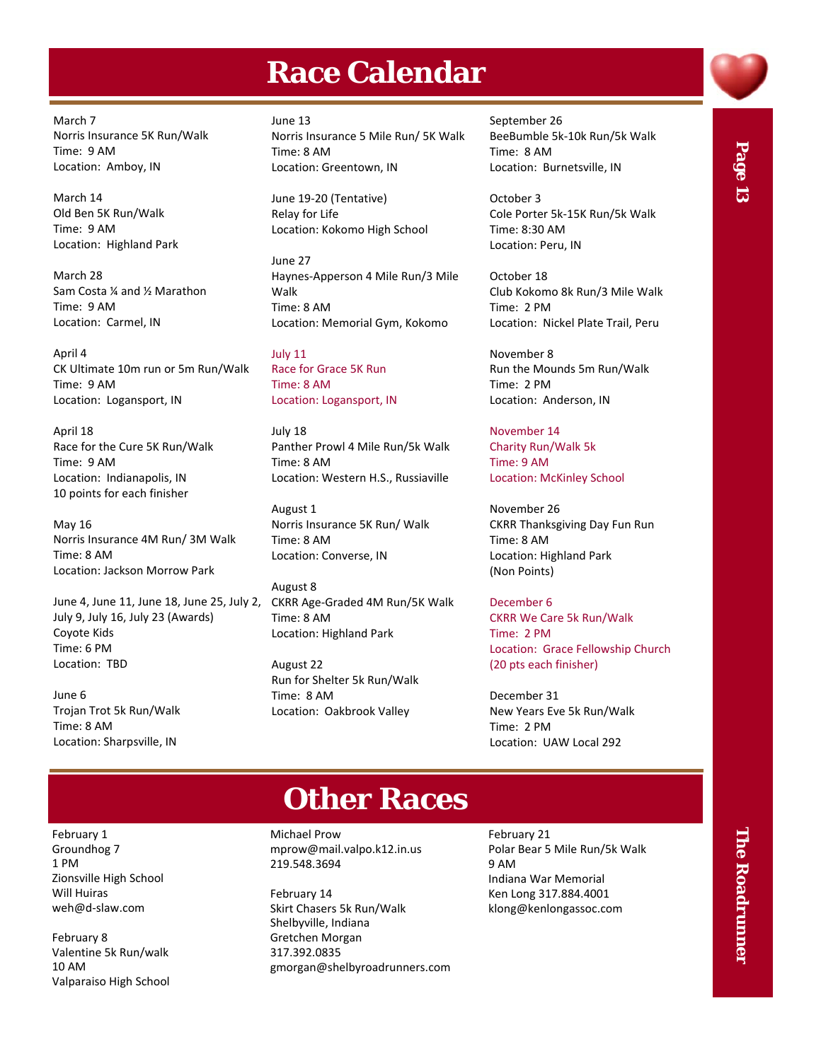# Race Calendar

March 7
Norris Insurance 5K Run/Walk
Time: 9 AM
Location: Amboy, IN

March 14
Old Ben 5K Run/Walk
Time: 9 AM
Location: Highland Park

March 28
Sam Costa ¼ and ½ Marathon
Time: 9 AM
Location: Carmel, IN

April 4
CK Ultimate 10m run or 5m Run/Walk
Time: 9 AM
Location: Logansport, IN

April 18
Race for the Cure 5K Run/Walk
Time: 9 AM
Location: Indianapolis, IN
10 points for each finisher

May 16
Norris Insurance 4M Run/ 3M Walk
Time: 8 AM
Location: Jackson Morrow Park

June 4, June 11, June 18, June 25, July 2, July 9, July 16, July 23 (Awards)
Coyote Kids
Time: 6 PM
Location: TBD

June 6
Trojan Trot 5k Run/Walk
Time: 8 AM
Location: Sharpsville, IN

June 13
Norris Insurance 5 Mile Run/ 5K Walk
Time: 8 AM
Location: Greentown, IN

June 19-20 (Tentative)
Relay for Life
Location: Kokomo High School

June 27
Haynes-Apperson 4 Mile Run/3 Mile Walk
Time: 8 AM
Location: Memorial Gym, Kokomo

July 11
Race for Grace 5K Run
Time: 8 AM
Location: Logansport, IN

July 18
Panther Prowl 4 Mile Run/5k Walk
Time: 8 AM
Location: Western H.S., Russiaville

August 1
Norris Insurance 5K Run/ Walk
Time: 8 AM
Location: Converse, IN

August 8
CKRR Age-Graded 4M Run/5K Walk
Time: 8 AM
Location: Highland Park

August 22
Run for Shelter 5k Run/Walk
Time: 8 AM
Location: Oakbrook Valley

September 26
BeeBumble 5k-10k Run/5k Walk
Time: 8 AM
Location: Burnetsville, IN

October 3
Cole Porter 5k-15K Run/5k Walk
Time: 8:30 AM
Location: Peru, IN

October 18
Club Kokomo 8k Run/3 Mile Walk
Time: 2 PM
Location: Nickel Plate Trail, Peru

November 8
Run the Mounds 5m Run/Walk
Time: 2 PM
Location: Anderson, IN

November 14
Charity Run/Walk 5k
Time: 9 AM
Location: McKinley School

November 26
CKRR Thanksgiving Day Fun Run
Time: 8 AM
Location: Highland Park
(Non Points)

December 6
CKRR We Care 5k Run/Walk
Time: 2 PM
Location: Grace Fellowship Church
(20 pts each finisher)

December 31
New Years Eve 5k Run/Walk
Time: 2 PM
Location: UAW Local 292

# Other Races

February 1
Groundhog 7
1 PM
Zionsville High School
Will Huiras
weh@d-slaw.com

February 8
Valentine 5k Run/walk
10 AM
Valparaiso High School
Michael Prow
mprow@mail.valpo.k12.in.us
219.548.3694

February 14
Skirt Chasers 5k Run/Walk
Shelbyville, Indiana
Gretchen Morgan
317.392.0835
gmorgan@shelbyroadrunners.com

February 21
Polar Bear 5 Mile Run/5k Walk
9 AM
Indiana War Memorial
Ken Long 317.884.4001
klong@kenlongassoc.com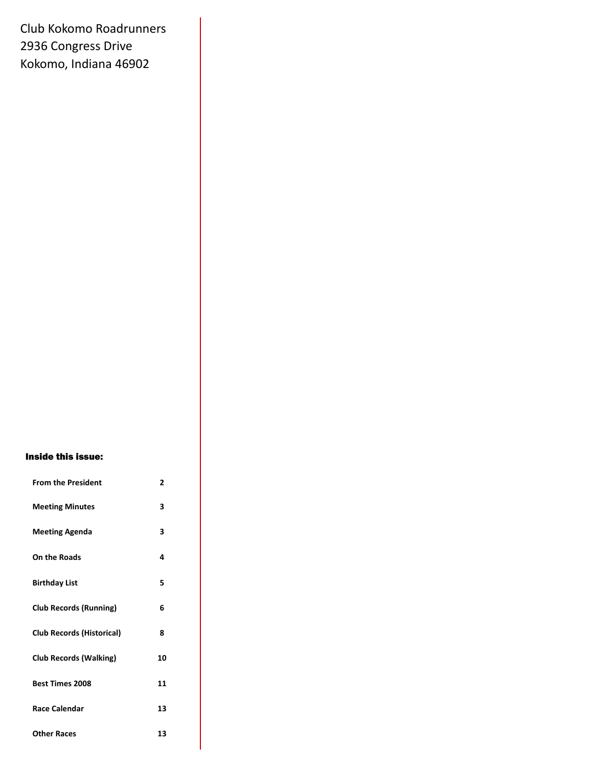Club Kokomo Roadrunners
2936 Congress Drive
Kokomo, Indiana 46902

**Inside this issue:**

| | |
|---|---|
| From the President | 2 |
| Meeting Minutes | 3 |
| Meeting Agenda | 3 |
| On the Roads | 4 |
| Birthday List | 5 |
| Club Records (Running) | 6 |
| Club Records (Historical) | 8 |
| Club Records (Walking) | 10 |
| Best Times 2008 | 11 |
| Race Calendar | 13 |
| Other Races | 13 |